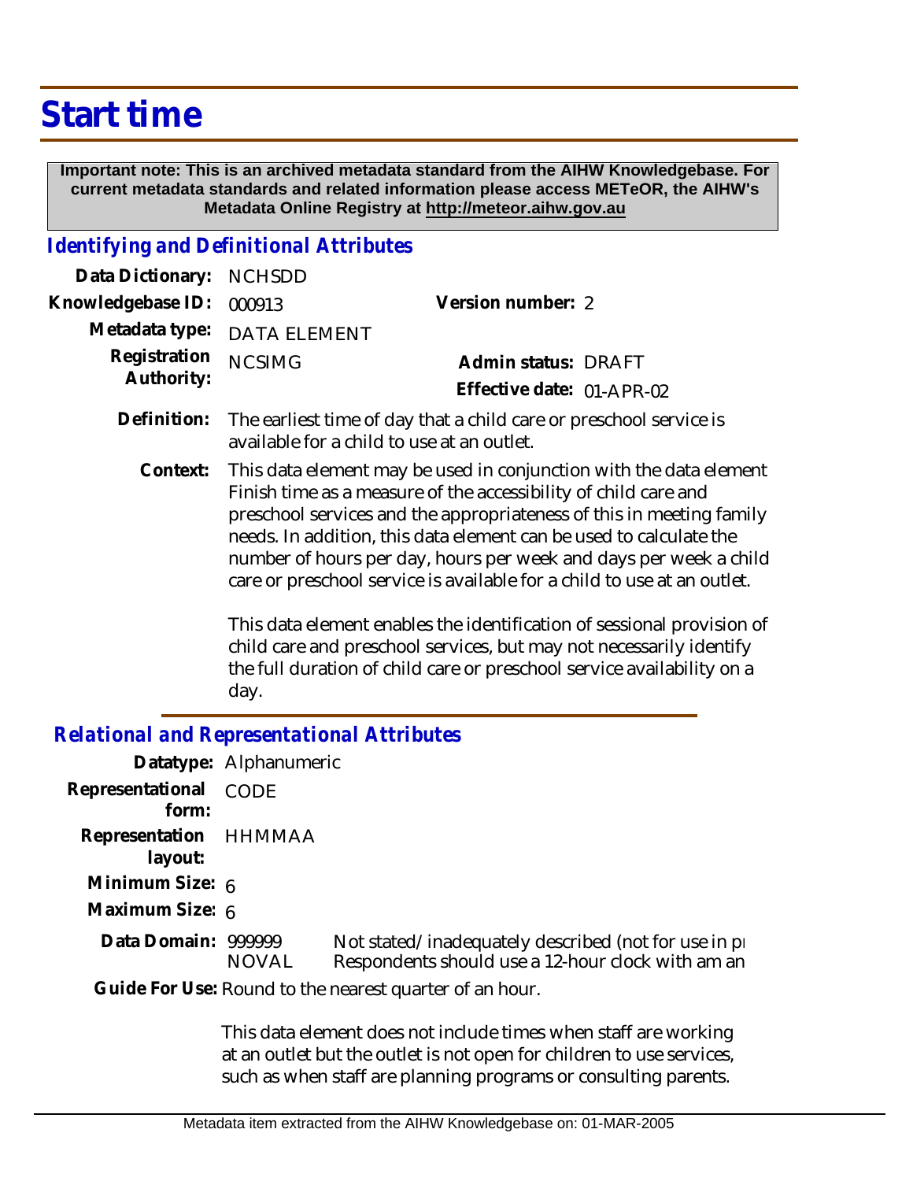# Start time

**Important note: This is an archived metadata standard from the AIHW Knowledgebase. For current metadata standards and related information please access METeOR, the AIHW's Metadata Online Registry at http://meteor.aihw.gov.au**

## *Identifying and Definitional Attributes*

| | | | |
|---|---|---|---|
| **Data Dictionary:** | NCHSDD | | |
| **Knowledgebase ID:** | 000913 | **Version number:** | 2 |
| **Metadata type:** | DATA ELEMENT | | |
| **Registration Authority:** | NCSIMG | **Admin status:** | DRAFT |
| | | **Effective date:** | 01-APR-02 |

**Definition:** The earliest time of day that a child care or preschool service is available for a child to use at an outlet.

**Context:** This data element may be used in conjunction with the data element Finish time as a measure of the accessibility of child care and preschool services and the appropriateness of this in meeting family needs. In addition, this data element can be used to calculate the number of hours per day, hours per week and days per week a child care or preschool service is available for a child to use at an outlet.

This data element enables the identification of sessional provision of child care and preschool services, but may not necessarily identify the full duration of child care or preschool service availability on a day.

## *Relational and Representational Attributes*

**Datatype:** Alphanumeric

**Representational form:** CODE

**Representation layout:** HHMMAA

**Minimum Size:** 6

**Maximum Size:** 6

**Data Domain:**

| | |
|---|---|
| 999999 | Not stated/inadequately described (not for use in pı |
| NOVAL | Respondents should use a 12-hour clock with am an |

**Guide For Use:** Round to the nearest quarter of an hour.

This data element does not include times when staff are working at an outlet but the outlet is not open for children to use services, such as when staff are planning programs or consulting parents.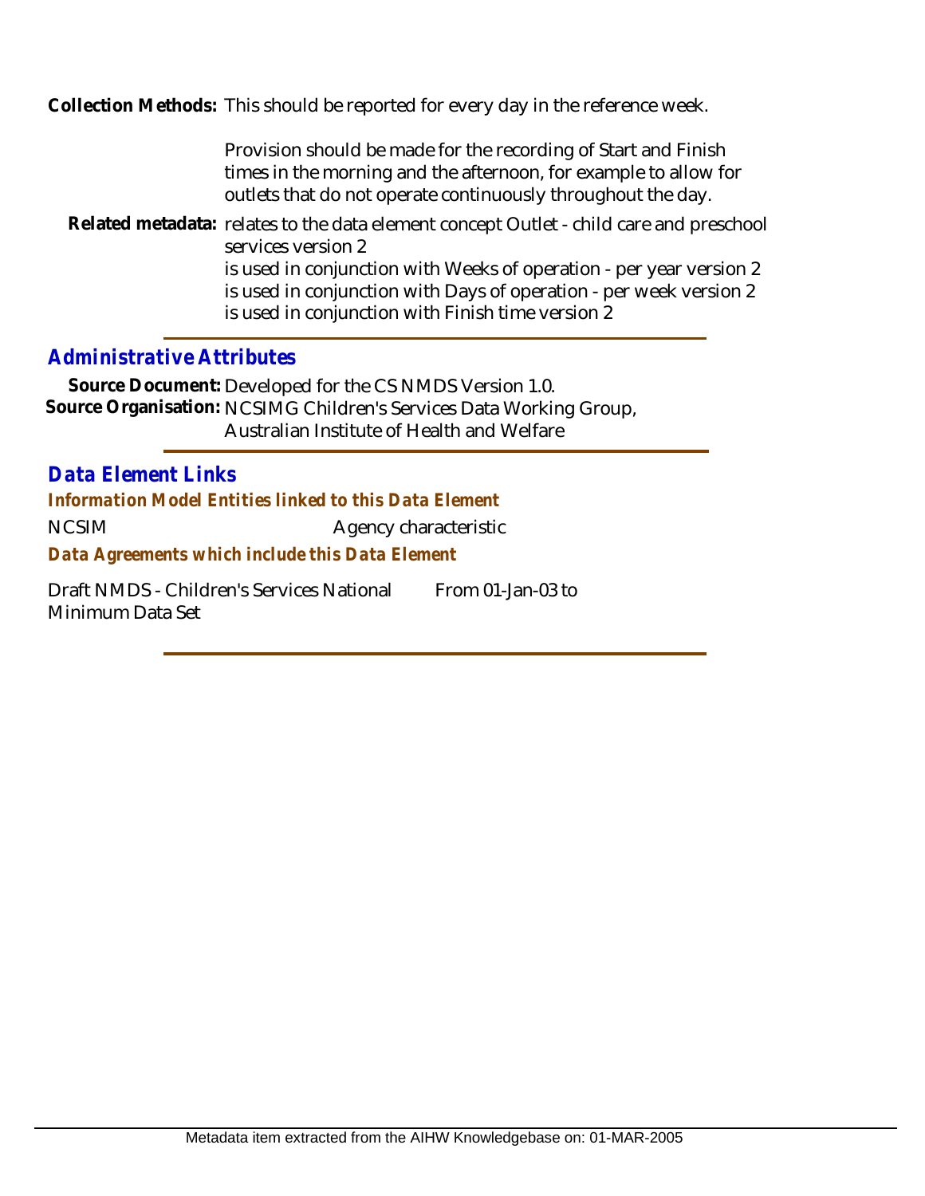**Collection Methods:** This should be reported for every day in the reference week.

Provision should be made for the recording of Start and Finish times in the morning and the afternoon, for example to allow for outlets that do not operate continuously throughout the day.

**Related metadata:** relates to the data element concept Outlet - child care and preschool services version 2
is used in conjunction with Weeks of operation - per year version 2
is used in conjunction with Days of operation - per week version 2
is used in conjunction with Finish time version 2

## Administrative Attributes

**Source Document:** Developed for the CS NMDS Version 1.0.

**Source Organisation:** NCSIMG Children's Services Data Working Group, Australian Institute of Health and Welfare

## Data Element Links

### Information Model Entities linked to this Data Element

| | |
|---|---|
| NCSIM | Agency characteristic |

### Data Agreements which include this Data Element

| | |
|---|---|
| Draft NMDS - Children's Services National Minimum Data Set | From 01-Jan-03 to |